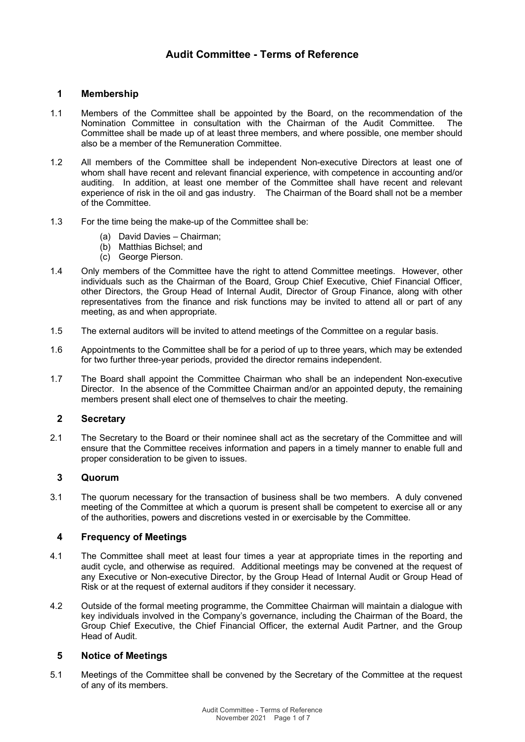# Audit Committee - Terms of Reference

## 1 Membership

1.1 Members of the Committee shall be appointed by the Board, on the recommendation of the Nomination Committee in consultation with the Chairman of the Audit Committee. The Committee shall be made up of at least three members, and where possible, one member should also be a member of the Remuneration Committee.

1.2 All members of the Committee shall be independent Non-executive Directors at least one of whom shall have recent and relevant financial experience, with competence in accounting and/or auditing. In addition, at least one member of the Committee shall have recent and relevant experience of risk in the oil and gas industry. The Chairman of the Board shall not be a member of the Committee.

1.3 For the time being the make-up of the Committee shall be:

(a) David Davies – Chairman;
(b) Matthias Bichsel; and
(c) George Pierson.

1.4 Only members of the Committee have the right to attend Committee meetings. However, other individuals such as the Chairman of the Board, Group Chief Executive, Chief Financial Officer, other Directors, the Group Head of Internal Audit, Director of Group Finance, along with other representatives from the finance and risk functions may be invited to attend all or part of any meeting, as and when appropriate.

1.5 The external auditors will be invited to attend meetings of the Committee on a regular basis.

1.6 Appointments to the Committee shall be for a period of up to three years, which may be extended for two further three-year periods, provided the director remains independent.

1.7 The Board shall appoint the Committee Chairman who shall be an independent Non-executive Director. In the absence of the Committee Chairman and/or an appointed deputy, the remaining members present shall elect one of themselves to chair the meeting.

## 2 Secretary

2.1 The Secretary to the Board or their nominee shall act as the secretary of the Committee and will ensure that the Committee receives information and papers in a timely manner to enable full and proper consideration to be given to issues.

## 3 Quorum

3.1 The quorum necessary for the transaction of business shall be two members. A duly convened meeting of the Committee at which a quorum is present shall be competent to exercise all or any of the authorities, powers and discretions vested in or exercisable by the Committee.

## 4 Frequency of Meetings

4.1 The Committee shall meet at least four times a year at appropriate times in the reporting and audit cycle, and otherwise as required. Additional meetings may be convened at the request of any Executive or Non-executive Director, by the Group Head of Internal Audit or Group Head of Risk or at the request of external auditors if they consider it necessary.

4.2 Outside of the formal meeting programme, the Committee Chairman will maintain a dialogue with key individuals involved in the Company's governance, including the Chairman of the Board, the Group Chief Executive, the Chief Financial Officer, the external Audit Partner, and the Group Head of Audit.

## 5 Notice of Meetings

5.1 Meetings of the Committee shall be convened by the Secretary of the Committee at the request of any of its members.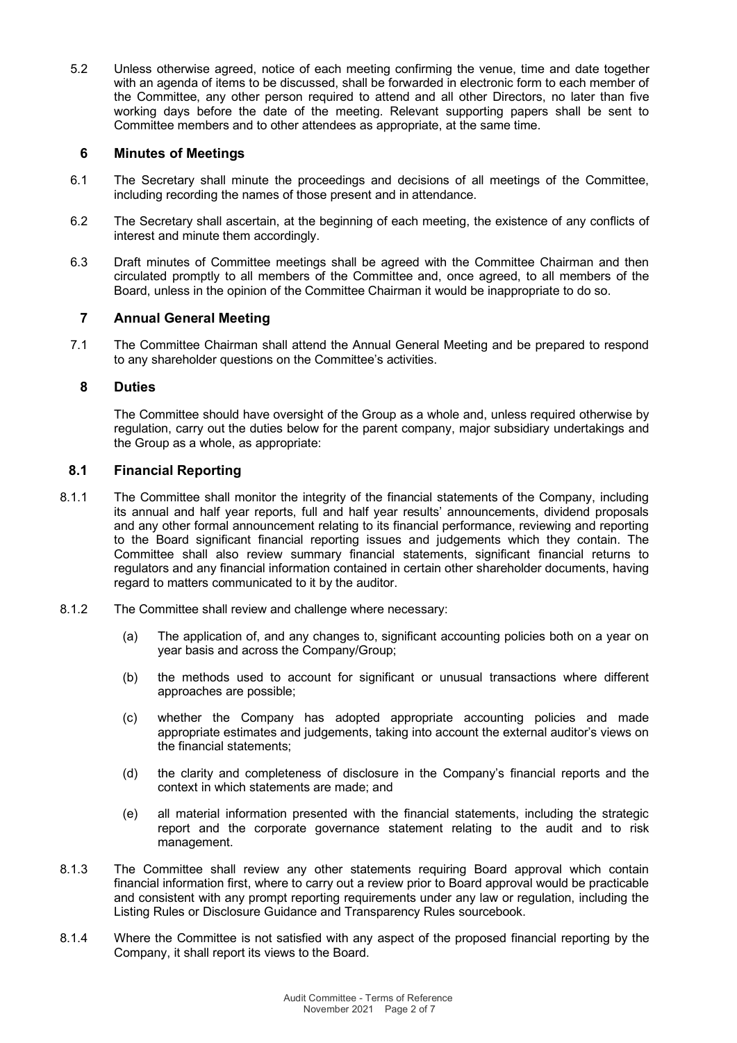5.2 Unless otherwise agreed, notice of each meeting confirming the venue, time and date together with an agenda of items to be discussed, shall be forwarded in electronic form to each member of the Committee, any other person required to attend and all other Directors, no later than five working days before the date of the meeting. Relevant supporting papers shall be sent to Committee members and to other attendees as appropriate, at the same time.

## 6 Minutes of Meetings

6.1 The Secretary shall minute the proceedings and decisions of all meetings of the Committee, including recording the names of those present and in attendance.

6.2 The Secretary shall ascertain, at the beginning of each meeting, the existence of any conflicts of interest and minute them accordingly.

6.3 Draft minutes of Committee meetings shall be agreed with the Committee Chairman and then circulated promptly to all members of the Committee and, once agreed, to all members of the Board, unless in the opinion of the Committee Chairman it would be inappropriate to do so.

## 7 Annual General Meeting

7.1 The Committee Chairman shall attend the Annual General Meeting and be prepared to respond to any shareholder questions on the Committee's activities.

## 8 Duties

The Committee should have oversight of the Group as a whole and, unless required otherwise by regulation, carry out the duties below for the parent company, major subsidiary undertakings and the Group as a whole, as appropriate:

### 8.1 Financial Reporting

8.1.1 The Committee shall monitor the integrity of the financial statements of the Company, including its annual and half year reports, full and half year results' announcements, dividend proposals and any other formal announcement relating to its financial performance, reviewing and reporting to the Board significant financial reporting issues and judgements which they contain. The Committee shall also review summary financial statements, significant financial returns to regulators and any financial information contained in certain other shareholder documents, having regard to matters communicated to it by the auditor.

8.1.2 The Committee shall review and challenge where necessary:

(a) The application of, and any changes to, significant accounting policies both on a year on year basis and across the Company/Group;

(b) the methods used to account for significant or unusual transactions where different approaches are possible;

(c) whether the Company has adopted appropriate accounting policies and made appropriate estimates and judgements, taking into account the external auditor's views on the financial statements;

(d) the clarity and completeness of disclosure in the Company's financial reports and the context in which statements are made; and

(e) all material information presented with the financial statements, including the strategic report and the corporate governance statement relating to the audit and to risk management.

8.1.3 The Committee shall review any other statements requiring Board approval which contain financial information first, where to carry out a review prior to Board approval would be practicable and consistent with any prompt reporting requirements under any law or regulation, including the Listing Rules or Disclosure Guidance and Transparency Rules sourcebook.

8.1.4 Where the Committee is not satisfied with any aspect of the proposed financial reporting by the Company, it shall report its views to the Board.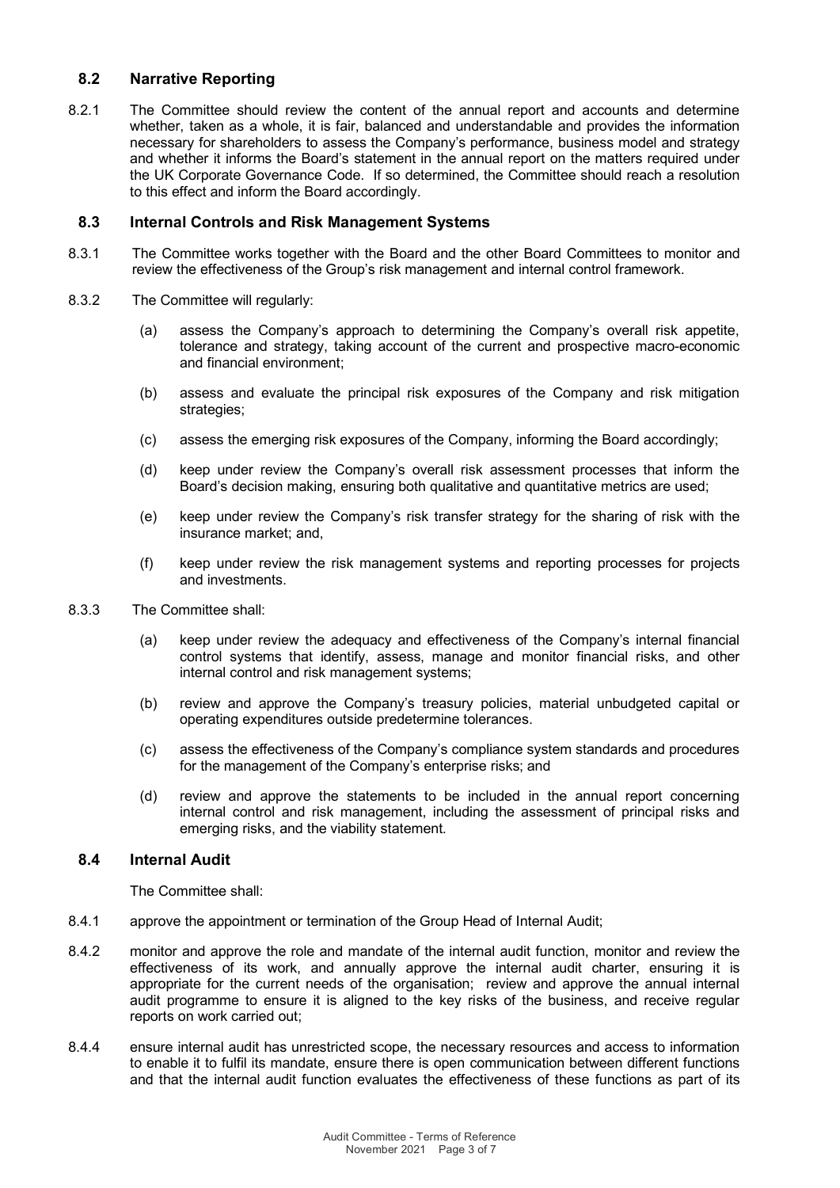## 8.2 Narrative Reporting

8.2.1 The Committee should review the content of the annual report and accounts and determine whether, taken as a whole, it is fair, balanced and understandable and provides the information necessary for shareholders to assess the Company's performance, business model and strategy and whether it informs the Board's statement in the annual report on the matters required under the UK Corporate Governance Code. If so determined, the Committee should reach a resolution to this effect and inform the Board accordingly.

## 8.3 Internal Controls and Risk Management Systems

8.3.1 The Committee works together with the Board and the other Board Committees to monitor and review the effectiveness of the Group's risk management and internal control framework.

8.3.2 The Committee will regularly:

(a) assess the Company's approach to determining the Company's overall risk appetite, tolerance and strategy, taking account of the current and prospective macro-economic and financial environment;

(b) assess and evaluate the principal risk exposures of the Company and risk mitigation strategies;

(c) assess the emerging risk exposures of the Company, informing the Board accordingly;

(d) keep under review the Company's overall risk assessment processes that inform the Board's decision making, ensuring both qualitative and quantitative metrics are used;

(e) keep under review the Company's risk transfer strategy for the sharing of risk with the insurance market; and,

(f) keep under review the risk management systems and reporting processes for projects and investments.

8.3.3 The Committee shall:

(a) keep under review the adequacy and effectiveness of the Company's internal financial control systems that identify, assess, manage and monitor financial risks, and other internal control and risk management systems;

(b) review and approve the Company's treasury policies, material unbudgeted capital or operating expenditures outside predetermine tolerances.

(c) assess the effectiveness of the Company's compliance system standards and procedures for the management of the Company's enterprise risks; and

(d) review and approve the statements to be included in the annual report concerning internal control and risk management, including the assessment of principal risks and emerging risks, and the viability statement.

## 8.4 Internal Audit

The Committee shall:

8.4.1 approve the appointment or termination of the Group Head of Internal Audit;

8.4.2 monitor and approve the role and mandate of the internal audit function, monitor and review the effectiveness of its work, and annually approve the internal audit charter, ensuring it is appropriate for the current needs of the organisation; review and approve the annual internal audit programme to ensure it is aligned to the key risks of the business, and receive regular reports on work carried out;

8.4.4 ensure internal audit has unrestricted scope, the necessary resources and access to information to enable it to fulfil its mandate, ensure there is open communication between different functions and that the internal audit function evaluates the effectiveness of these functions as part of its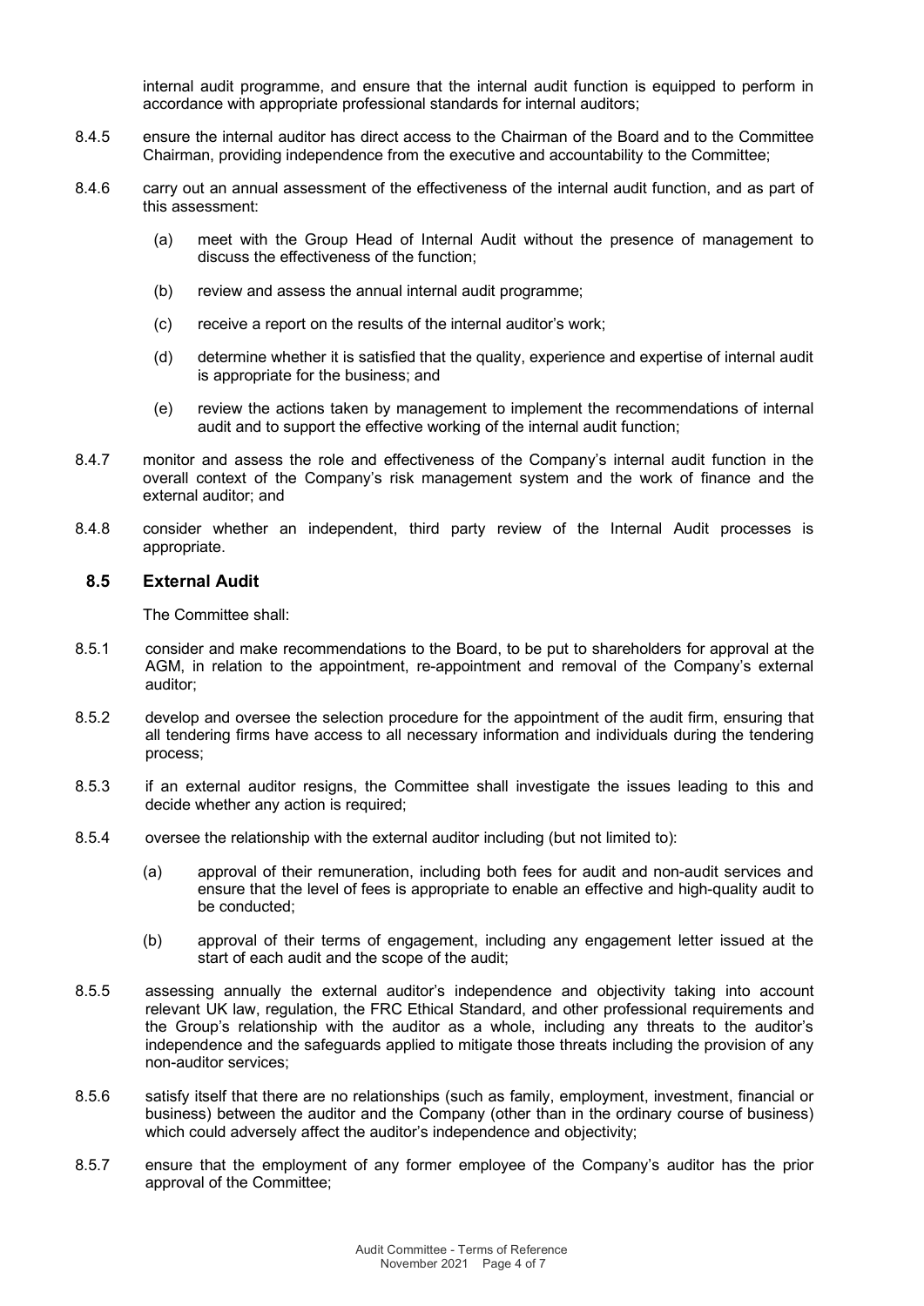internal audit programme, and ensure that the internal audit function is equipped to perform in accordance with appropriate professional standards for internal auditors;

8.4.5 ensure the internal auditor has direct access to the Chairman of the Board and to the Committee Chairman, providing independence from the executive and accountability to the Committee;

8.4.6 carry out an annual assessment of the effectiveness of the internal audit function, and as part of this assessment:

(a) meet with the Group Head of Internal Audit without the presence of management to discuss the effectiveness of the function;

(b) review and assess the annual internal audit programme;

(c) receive a report on the results of the internal auditor's work;

(d) determine whether it is satisfied that the quality, experience and expertise of internal audit is appropriate for the business; and

(e) review the actions taken by management to implement the recommendations of internal audit and to support the effective working of the internal audit function;

8.4.7 monitor and assess the role and effectiveness of the Company's internal audit function in the overall context of the Company's risk management system and the work of finance and the external auditor; and

8.4.8 consider whether an independent, third party review of the Internal Audit processes is appropriate.

### 8.5 External Audit

The Committee shall:

8.5.1 consider and make recommendations to the Board, to be put to shareholders for approval at the AGM, in relation to the appointment, re-appointment and removal of the Company's external auditor;

8.5.2 develop and oversee the selection procedure for the appointment of the audit firm, ensuring that all tendering firms have access to all necessary information and individuals during the tendering process;

8.5.3 if an external auditor resigns, the Committee shall investigate the issues leading to this and decide whether any action is required;

8.5.4 oversee the relationship with the external auditor including (but not limited to):

(a) approval of their remuneration, including both fees for audit and non-audit services and ensure that the level of fees is appropriate to enable an effective and high-quality audit to be conducted;

(b) approval of their terms of engagement, including any engagement letter issued at the start of each audit and the scope of the audit;

8.5.5 assessing annually the external auditor's independence and objectivity taking into account relevant UK law, regulation, the FRC Ethical Standard, and other professional requirements and the Group's relationship with the auditor as a whole, including any threats to the auditor's independence and the safeguards applied to mitigate those threats including the provision of any non-auditor services;

8.5.6 satisfy itself that there are no relationships (such as family, employment, investment, financial or business) between the auditor and the Company (other than in the ordinary course of business) which could adversely affect the auditor's independence and objectivity;

8.5.7 ensure that the employment of any former employee of the Company's auditor has the prior approval of the Committee;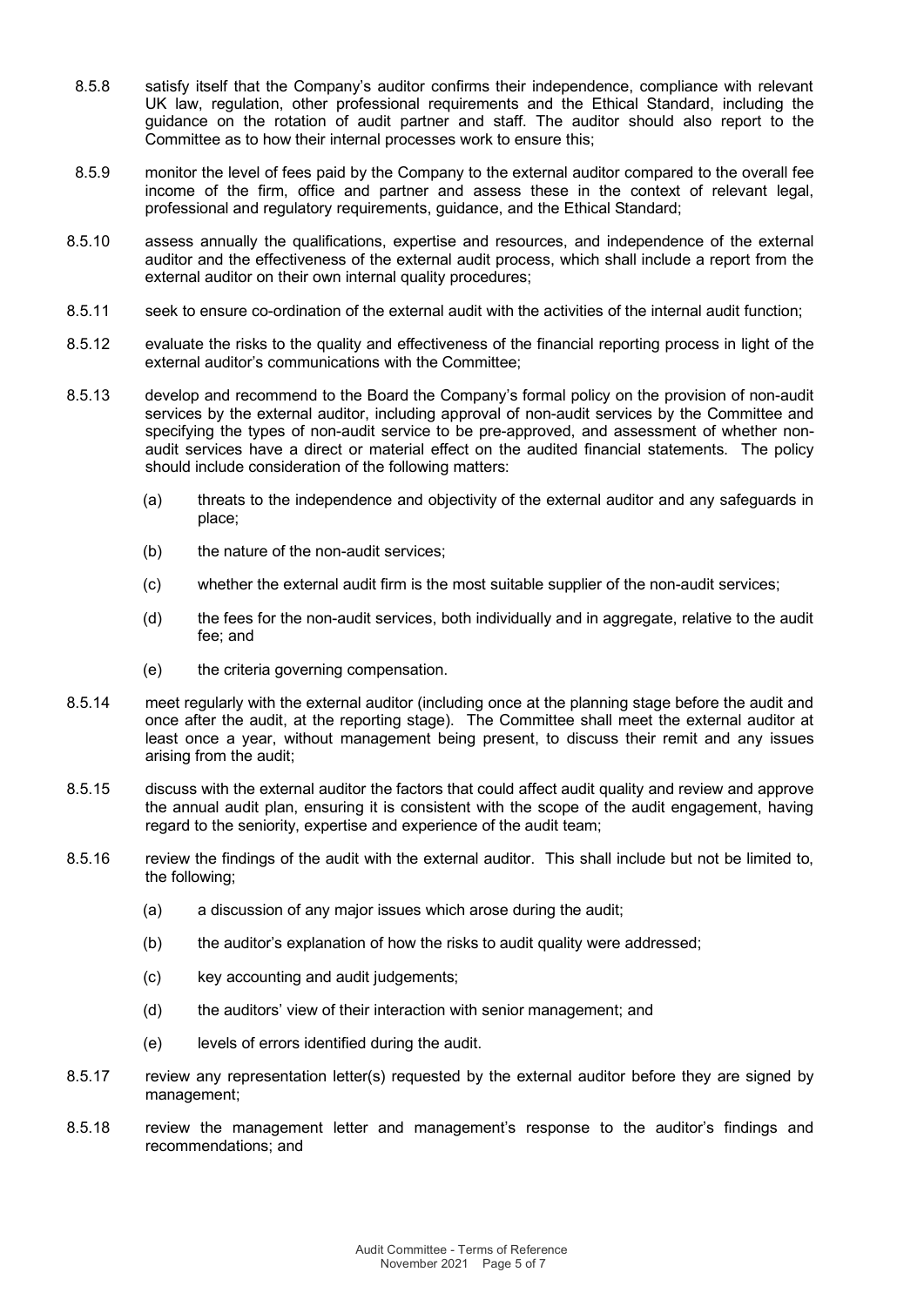8.5.8 satisfy itself that the Company's auditor confirms their independence, compliance with relevant UK law, regulation, other professional requirements and the Ethical Standard, including the guidance on the rotation of audit partner and staff. The auditor should also report to the Committee as to how their internal processes work to ensure this;

8.5.9 monitor the level of fees paid by the Company to the external auditor compared to the overall fee income of the firm, office and partner and assess these in the context of relevant legal, professional and regulatory requirements, guidance, and the Ethical Standard;

8.5.10 assess annually the qualifications, expertise and resources, and independence of the external auditor and the effectiveness of the external audit process, which shall include a report from the external auditor on their own internal quality procedures;

8.5.11 seek to ensure co-ordination of the external audit with the activities of the internal audit function;

8.5.12 evaluate the risks to the quality and effectiveness of the financial reporting process in light of the external auditor's communications with the Committee;

8.5.13 develop and recommend to the Board the Company's formal policy on the provision of non-audit services by the external auditor, including approval of non-audit services by the Committee and specifying the types of non-audit service to be pre-approved, and assessment of whether non-audit services have a direct or material effect on the audited financial statements. The policy should include consideration of the following matters:

- (a) threats to the independence and objectivity of the external auditor and any safeguards in place;
- (b) the nature of the non-audit services;
- (c) whether the external audit firm is the most suitable supplier of the non-audit services;
- (d) the fees for the non-audit services, both individually and in aggregate, relative to the audit fee; and
- (e) the criteria governing compensation.

8.5.14 meet regularly with the external auditor (including once at the planning stage before the audit and once after the audit, at the reporting stage). The Committee shall meet the external auditor at least once a year, without management being present, to discuss their remit and any issues arising from the audit;

8.5.15 discuss with the external auditor the factors that could affect audit quality and review and approve the annual audit plan, ensuring it is consistent with the scope of the audit engagement, having regard to the seniority, expertise and experience of the audit team;

8.5.16 review the findings of the audit with the external auditor. This shall include but not be limited to, the following;

- (a) a discussion of any major issues which arose during the audit;
- (b) the auditor's explanation of how the risks to audit quality were addressed;
- (c) key accounting and audit judgements;
- (d) the auditors' view of their interaction with senior management; and
- (e) levels of errors identified during the audit.

8.5.17 review any representation letter(s) requested by the external auditor before they are signed by management;

8.5.18 review the management letter and management's response to the auditor's findings and recommendations; and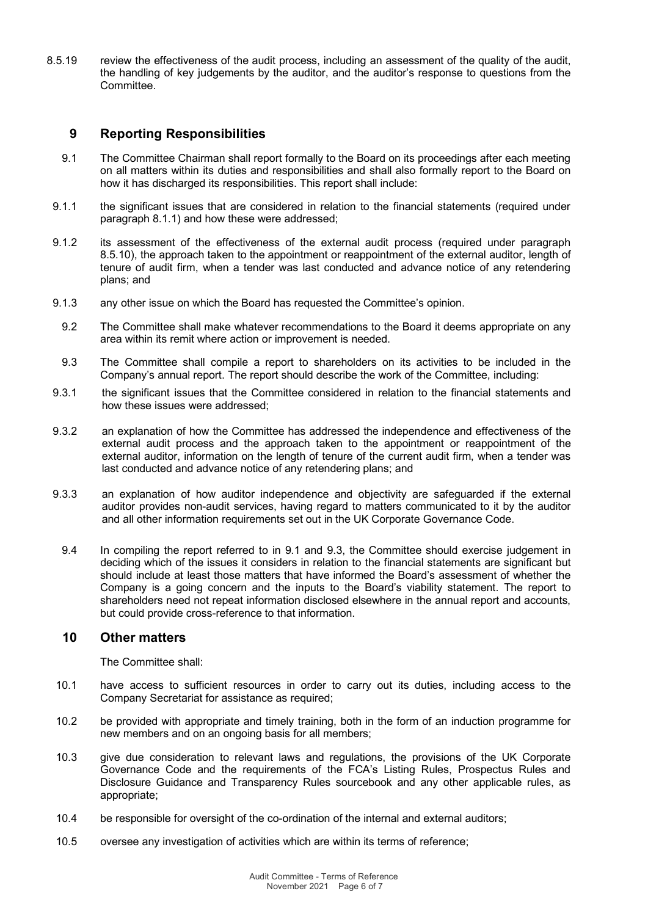8.5.19 review the effectiveness of the audit process, including an assessment of the quality of the audit, the handling of key judgements by the auditor, and the auditor's response to questions from the Committee.

## 9 Reporting Responsibilities

9.1 The Committee Chairman shall report formally to the Board on its proceedings after each meeting on all matters within its duties and responsibilities and shall also formally report to the Board on how it has discharged its responsibilities. This report shall include:

9.1.1 the significant issues that are considered in relation to the financial statements (required under paragraph 8.1.1) and how these were addressed;

9.1.2 its assessment of the effectiveness of the external audit process (required under paragraph 8.5.10), the approach taken to the appointment or reappointment of the external auditor, length of tenure of audit firm, when a tender was last conducted and advance notice of any retendering plans; and

9.1.3 any other issue on which the Board has requested the Committee's opinion.

9.2 The Committee shall make whatever recommendations to the Board it deems appropriate on any area within its remit where action or improvement is needed.

9.3 The Committee shall compile a report to shareholders on its activities to be included in the Company's annual report. The report should describe the work of the Committee, including:

9.3.1 the significant issues that the Committee considered in relation to the financial statements and how these issues were addressed;

9.3.2 an explanation of how the Committee has addressed the independence and effectiveness of the external audit process and the approach taken to the appointment or reappointment of the external auditor, information on the length of tenure of the current audit firm, when a tender was last conducted and advance notice of any retendering plans; and

9.3.3 an explanation of how auditor independence and objectivity are safeguarded if the external auditor provides non-audit services, having regard to matters communicated to it by the auditor and all other information requirements set out in the UK Corporate Governance Code.

9.4 In compiling the report referred to in 9.1 and 9.3, the Committee should exercise judgement in deciding which of the issues it considers in relation to the financial statements are significant but should include at least those matters that have informed the Board's assessment of whether the Company is a going concern and the inputs to the Board's viability statement. The report to shareholders need not repeat information disclosed elsewhere in the annual report and accounts, but could provide cross-reference to that information.

## 10 Other matters

The Committee shall:

10.1 have access to sufficient resources in order to carry out its duties, including access to the Company Secretariat for assistance as required;

10.2 be provided with appropriate and timely training, both in the form of an induction programme for new members and on an ongoing basis for all members;

10.3 give due consideration to relevant laws and regulations, the provisions of the UK Corporate Governance Code and the requirements of the FCA's Listing Rules, Prospectus Rules and Disclosure Guidance and Transparency Rules sourcebook and any other applicable rules, as appropriate;

10.4 be responsible for oversight of the co-ordination of the internal and external auditors;

10.5 oversee any investigation of activities which are within its terms of reference;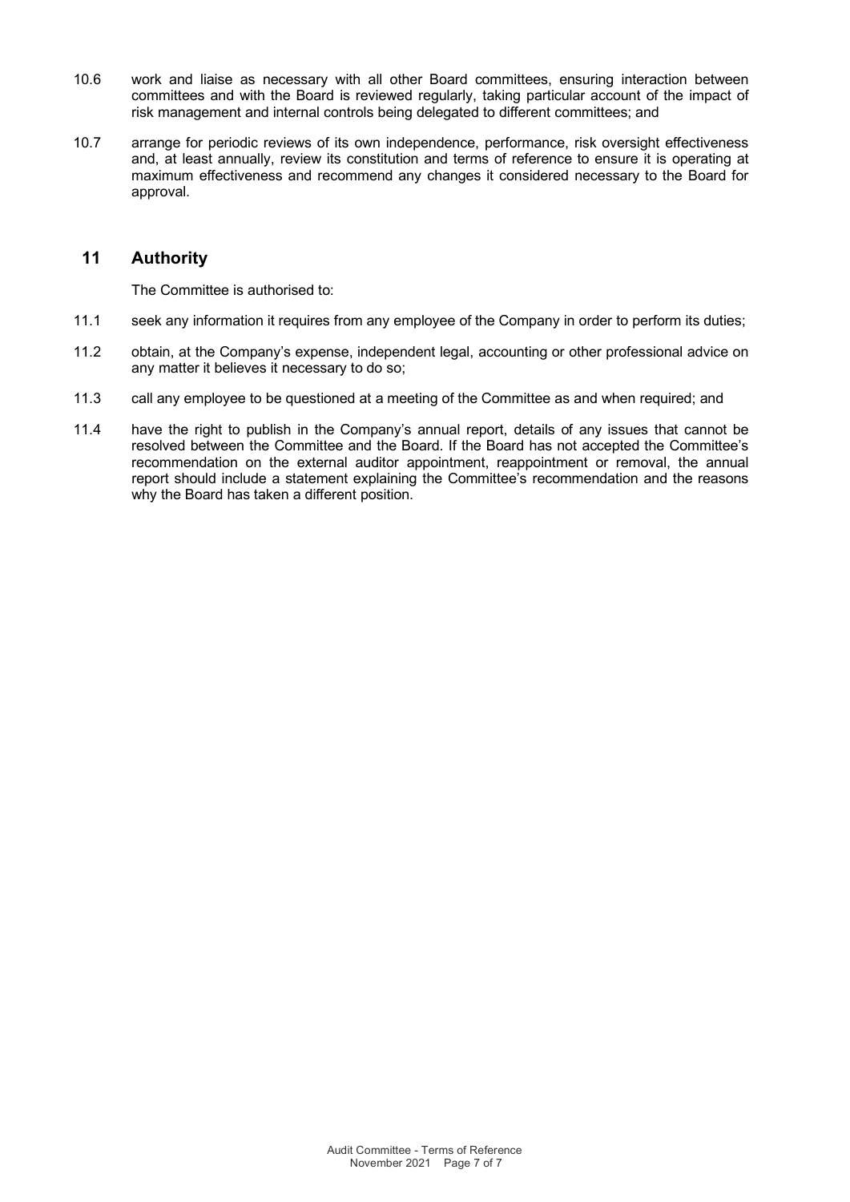10.6 work and liaise as necessary with all other Board committees, ensuring interaction between committees and with the Board is reviewed regularly, taking particular account of the impact of risk management and internal controls being delegated to different committees; and

10.7 arrange for periodic reviews of its own independence, performance, risk oversight effectiveness and, at least annually, review its constitution and terms of reference to ensure it is operating at maximum effectiveness and recommend any changes it considered necessary to the Board for approval.

## 11 Authority

The Committee is authorised to:

11.1 seek any information it requires from any employee of the Company in order to perform its duties;

11.2 obtain, at the Company's expense, independent legal, accounting or other professional advice on any matter it believes it necessary to do so;

11.3 call any employee to be questioned at a meeting of the Committee as and when required; and

11.4 have the right to publish in the Company's annual report, details of any issues that cannot be resolved between the Committee and the Board. If the Board has not accepted the Committee's recommendation on the external auditor appointment, reappointment or removal, the annual report should include a statement explaining the Committee's recommendation and the reasons why the Board has taken a different position.